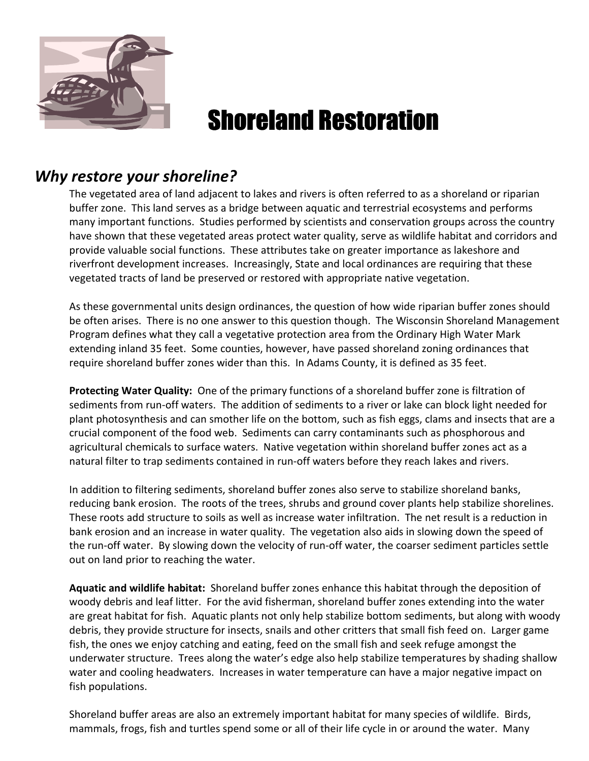# Shoreland Restoration

## *Why restore your shoreline?*

The vegetated area of land adjacent to lakes and rivers is often referred to as a shoreland or riparian buffer zone. This land serves as a bridge between aquatic and terrestrial ecosystems and performs many important functions. Studies performed by scientists and conservation groups across the country have shown that these vegetated areas protect water quality, serve as wildlife habitat and corridors and provide valuable social functions. These attributes take on greater importance as lakeshore and riverfront development increases. Increasingly, State and local ordinances are requiring that these vegetated tracts of land be preserved or restored with appropriate native vegetation.

As these governmental units design ordinances, the question of how wide riparian buffer zones should be often arises. There is no one answer to this question though. The Wisconsin Shoreland Management Program defines what they call a vegetative protection area from the Ordinary High Water Mark extending inland 35 feet. Some counties, however, have passed shoreland zoning ordinances that require shoreland buffer zones wider than this. In Adams County, it is defined as 35 feet.

**Protecting Water Quality:** One of the primary functions of a shoreland buffer zone is filtration of sediments from run-off waters. The addition of sediments to a river or lake can block light needed for plant photosynthesis and can smother life on the bottom, such as fish eggs, clams and insects that are a crucial component of the food web. Sediments can carry contaminants such as phosphorous and agricultural chemicals to surface waters. Native vegetation within shoreland buffer zones act as a natural filter to trap sediments contained in run-off waters before they reach lakes and rivers.

In addition to filtering sediments, shoreland buffer zones also serve to stabilize shoreland banks, reducing bank erosion. The roots of the trees, shrubs and ground cover plants help stabilize shorelines. These roots add structure to soils as well as increase water infiltration. The net result is a reduction in bank erosion and an increase in water quality. The vegetation also aids in slowing down the speed of the run-off water. By slowing down the velocity of run-off water, the coarser sediment particles settle out on land prior to reaching the water.

**Aquatic and wildlife habitat:** Shoreland buffer zones enhance this habitat through the deposition of woody debris and leaf litter. For the avid fisherman, shoreland buffer zones extending into the water are great habitat for fish. Aquatic plants not only help stabilize bottom sediments, but along with woody debris, they provide structure for insects, snails and other critters that small fish feed on. Larger game fish, the ones we enjoy catching and eating, feed on the small fish and seek refuge amongst the underwater structure. Trees along the water's edge also help stabilize temperatures by shading shallow water and cooling headwaters. Increases in water temperature can have a major negative impact on fish populations.

Shoreland buffer areas are also an extremely important habitat for many species of wildlife. Birds, mammals, frogs, fish and turtles spend some or all of their life cycle in or around the water. Many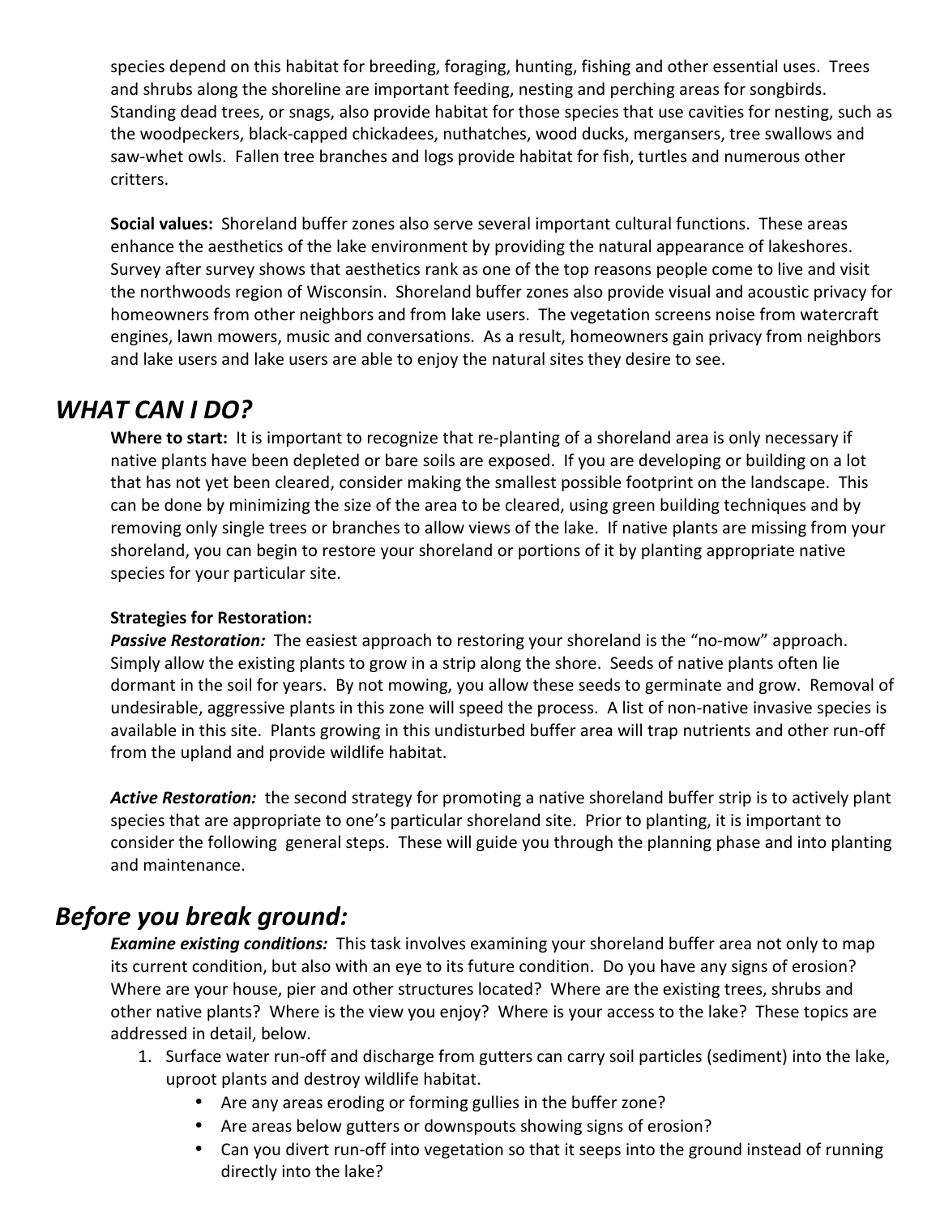species depend on this habitat for breeding, foraging, hunting, fishing and other essential uses. Trees and shrubs along the shoreline are important feeding, nesting and perching areas for songbirds. Standing dead trees, or snags, also provide habitat for those species that use cavities for nesting, such as the woodpeckers, black-capped chickadees, nuthatches, wood ducks, mergansers, tree swallows and saw-whet owls. Fallen tree branches and logs provide habitat for fish, turtles and numerous other critters.

**Social values:** Shoreland buffer zones also serve several important cultural functions. These areas enhance the aesthetics of the lake environment by providing the natural appearance of lakeshores. Survey after survey shows that aesthetics rank as one of the top reasons people come to live and visit the northwoods region of Wisconsin. Shoreland buffer zones also provide visual and acoustic privacy for homeowners from other neighbors and from lake users. The vegetation screens noise from watercraft engines, lawn mowers, music and conversations. As a result, homeowners gain privacy from neighbors and lake users and lake users are able to enjoy the natural sites they desire to see.

## *WHAT CAN I DO?*

**Where to start:** It is important to recognize that re-planting of a shoreland area is only necessary if native plants have been depleted or bare soils are exposed. If you are developing or building on a lot that has not yet been cleared, consider making the smallest possible footprint on the landscape. This can be done by minimizing the size of the area to be cleared, using green building techniques and by removing only single trees or branches to allow views of the lake. If native plants are missing from your shoreland, you can begin to restore your shoreland or portions of it by planting appropriate native species for your particular site.

**Strategies for Restoration:**

***Passive Restoration:*** The easiest approach to restoring your shoreland is the "no-mow" approach. Simply allow the existing plants to grow in a strip along the shore. Seeds of native plants often lie dormant in the soil for years. By not mowing, you allow these seeds to germinate and grow. Removal of undesirable, aggressive plants in this zone will speed the process. A list of non-native invasive species is available in this site. Plants growing in this undisturbed buffer area will trap nutrients and other run-off from the upland and provide wildlife habitat.

***Active Restoration:*** the second strategy for promoting a native shoreland buffer strip is to actively plant species that are appropriate to one's particular shoreland site. Prior to planting, it is important to consider the following general steps. These will guide you through the planning phase and into planting and maintenance.

## *Before you break ground:*

***Examine existing conditions:*** This task involves examining your shoreland buffer area not only to map its current condition, but also with an eye to its future condition. Do you have any signs of erosion? Where are your house, pier and other structures located? Where are the existing trees, shrubs and other native plants? Where is the view you enjoy? Where is your access to the lake? These topics are addressed in detail, below.

1. Surface water run-off and discharge from gutters can carry soil particles (sediment) into the lake, uproot plants and destroy wildlife habitat.
   - Are any areas eroding or forming gullies in the buffer zone?
   - Are areas below gutters or downspouts showing signs of erosion?
   - Can you divert run-off into vegetation so that it seeps into the ground instead of running directly into the lake?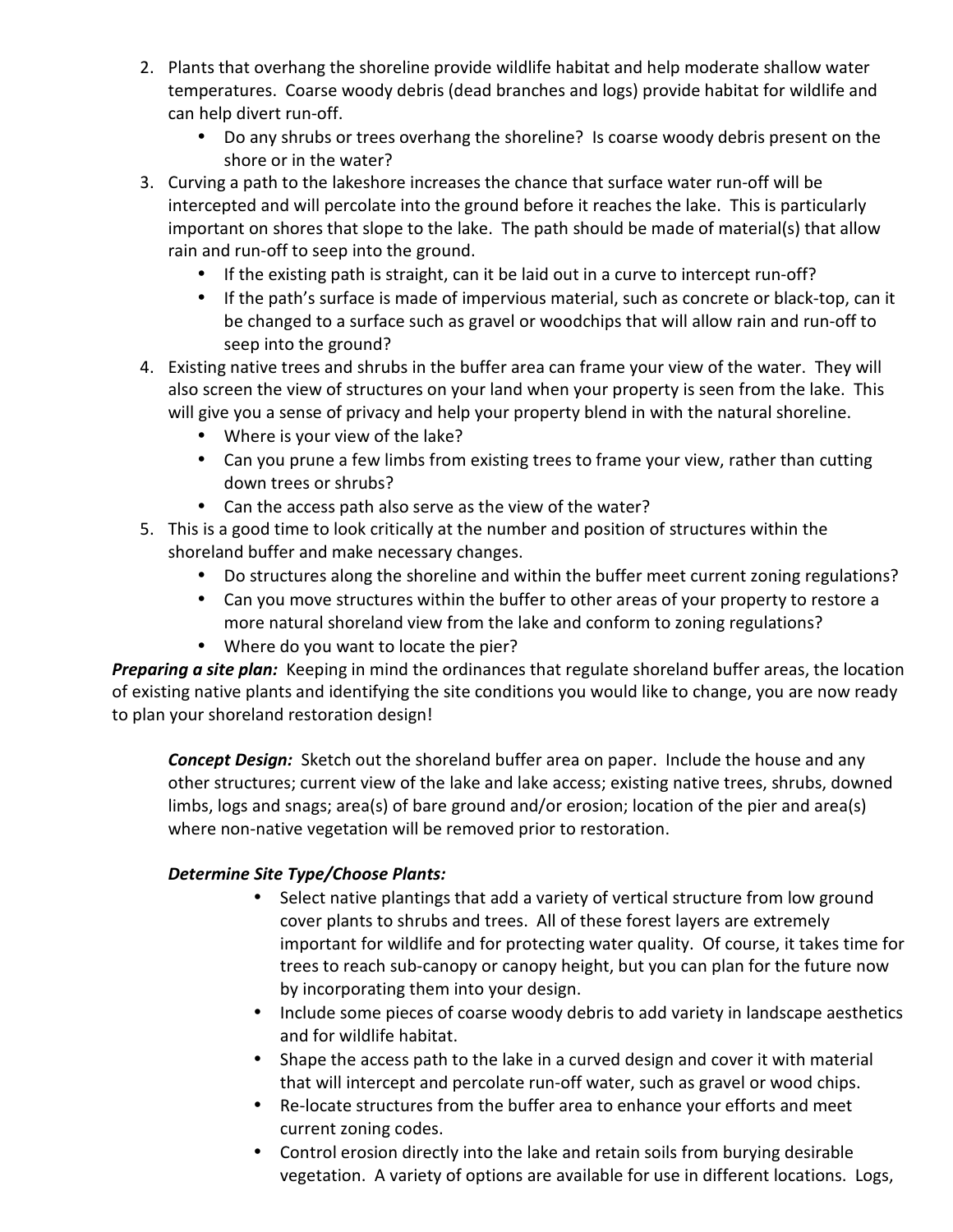2. Plants that overhang the shoreline provide wildlife habitat and help moderate shallow water temperatures. Coarse woody debris (dead branches and logs) provide habitat for wildlife and can help divert run-off.
   - Do any shrubs or trees overhang the shoreline? Is coarse woody debris present on the shore or in the water?
3. Curving a path to the lakeshore increases the chance that surface water run-off will be intercepted and will percolate into the ground before it reaches the lake. This is particularly important on shores that slope to the lake. The path should be made of material(s) that allow rain and run-off to seep into the ground.
   - If the existing path is straight, can it be laid out in a curve to intercept run-off?
   - If the path's surface is made of impervious material, such as concrete or black-top, can it be changed to a surface such as gravel or woodchips that will allow rain and run-off to seep into the ground?
4. Existing native trees and shrubs in the buffer area can frame your view of the water. They will also screen the view of structures on your land when your property is seen from the lake. This will give you a sense of privacy and help your property blend in with the natural shoreline.
   - Where is your view of the lake?
   - Can you prune a few limbs from existing trees to frame your view, rather than cutting down trees or shrubs?
   - Can the access path also serve as the view of the water?
5. This is a good time to look critically at the number and position of structures within the shoreland buffer and make necessary changes.
   - Do structures along the shoreline and within the buffer meet current zoning regulations?
   - Can you move structures within the buffer to other areas of your property to restore a more natural shoreland view from the lake and conform to zoning regulations?
   - Where do you want to locate the pier?

***Preparing a site plan:*** Keeping in mind the ordinances that regulate shoreland buffer areas, the location of existing native plants and identifying the site conditions you would like to change, you are now ready to plan your shoreland restoration design!

***Concept Design:*** Sketch out the shoreland buffer area on paper. Include the house and any other structures; current view of the lake and lake access; existing native trees, shrubs, downed limbs, logs and snags; area(s) of bare ground and/or erosion; location of the pier and area(s) where non-native vegetation will be removed prior to restoration.

***Determine Site Type/Choose Plants:***

- Select native plantings that add a variety of vertical structure from low ground cover plants to shrubs and trees. All of these forest layers are extremely important for wildlife and for protecting water quality. Of course, it takes time for trees to reach sub-canopy or canopy height, but you can plan for the future now by incorporating them into your design.
- Include some pieces of coarse woody debris to add variety in landscape aesthetics and for wildlife habitat.
- Shape the access path to the lake in a curved design and cover it with material that will intercept and percolate run-off water, such as gravel or wood chips.
- Re-locate structures from the buffer area to enhance your efforts and meet current zoning codes.
- Control erosion directly into the lake and retain soils from burying desirable vegetation. A variety of options are available for use in different locations. Logs,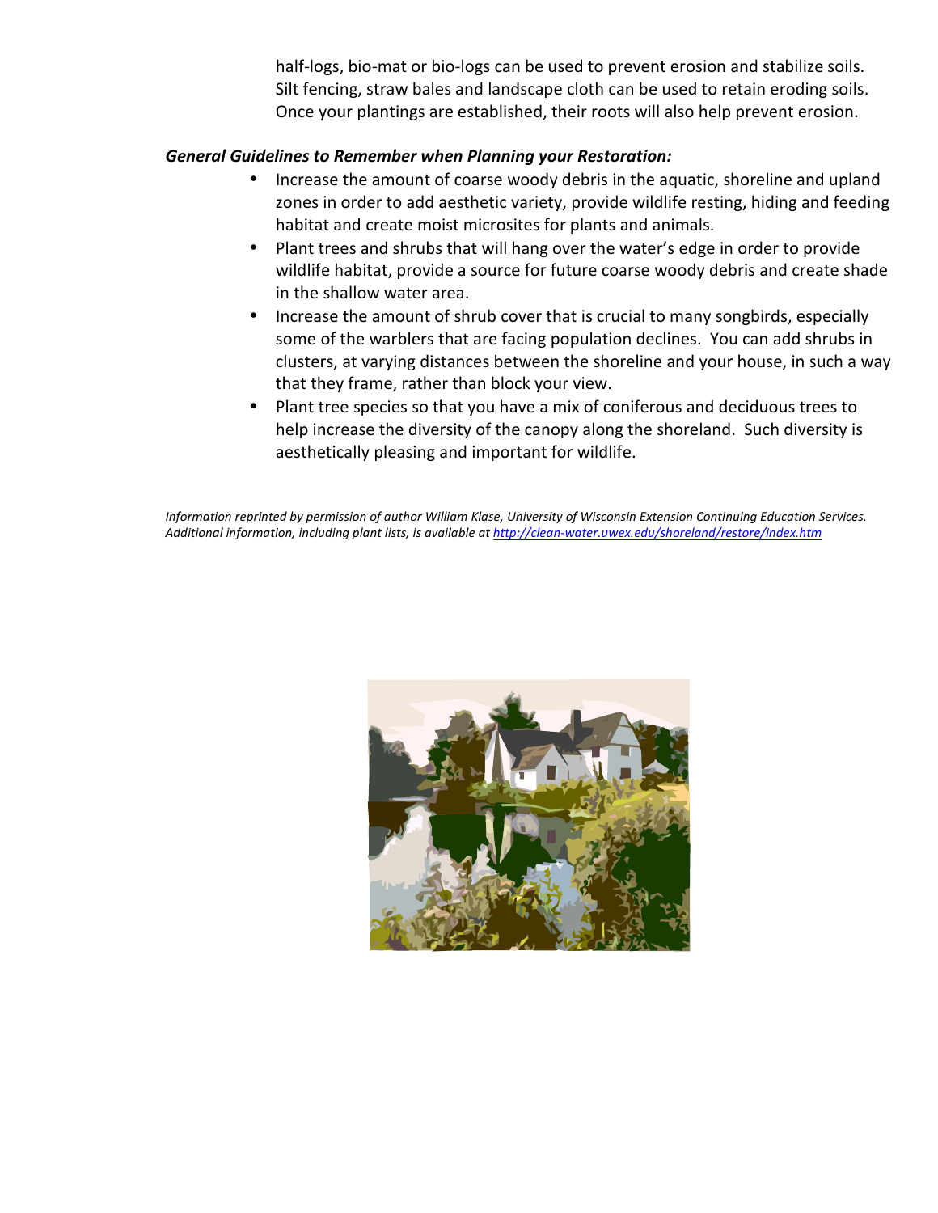half-logs, bio-mat or bio-logs can be used to prevent erosion and stabilize soils. Silt fencing, straw bales and landscape cloth can be used to retain eroding soils. Once your plantings are established, their roots will also help prevent erosion.

***General Guidelines to Remember when Planning your Restoration:***

- Increase the amount of coarse woody debris in the aquatic, shoreline and upland zones in order to add aesthetic variety, provide wildlife resting, hiding and feeding habitat and create moist microsites for plants and animals.
- Plant trees and shrubs that will hang over the water's edge in order to provide wildlife habitat, provide a source for future coarse woody debris and create shade in the shallow water area.
- Increase the amount of shrub cover that is crucial to many songbirds, especially some of the warblers that are facing population declines. You can add shrubs in clusters, at varying distances between the shoreline and your house, in such a way that they frame, rather than block your view.
- Plant tree species so that you have a mix of coniferous and deciduous trees to help increase the diversity of the canopy along the shoreland. Such diversity is aesthetically pleasing and important for wildlife.

*Information reprinted by permission of author William Klase, University of Wisconsin Extension Continuing Education Services. Additional information, including plant lists, is available at [http://clean-water.uwex.edu/shoreland/restore/index.htm](http://clean-water.uwex.edu/shoreland/restore/index.htm)*